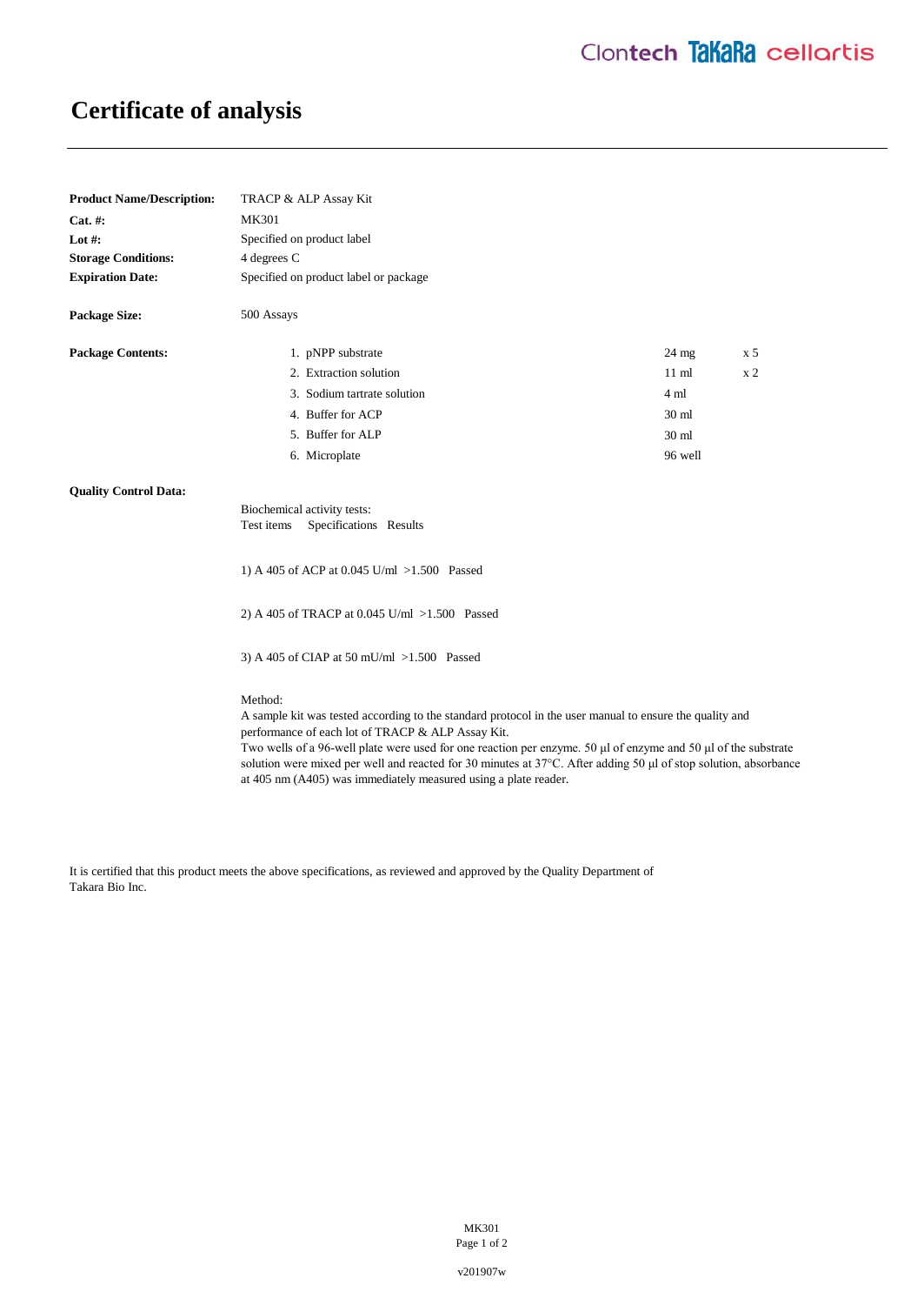# Certificate of analysis

**Product Name/Description:** TRACP & ALP Assay Kit
**Cat. #:** MK301
**Lot #:** Specified on product label
**Storage Conditions:** 4 degrees C
**Expiration Date:** Specified on product label or package

**Package Size:** 500 Assays

**Package Contents:**

| | | |
|---|---|---|
| 1. pNPP substrate | 24 mg | x 5 |
| 2. Extraction solution | 11 ml | x 2 |
| 3. Sodium tartrate solution | 4 ml | |
| 4. Buffer for ACP | 30 ml | |
| 5. Buffer for ALP | 30 ml | |
| 6. Microplate | 96 well | |

**Quality Control Data:**

Biochemical activity tests:

| Test items | Specifications | Results |
|---|---|---|
| 1) A 405 of ACP at 0.045 U/ml | >1.500 | Passed |
| 2) A 405 of TRACP at 0.045 U/ml | >1.500 | Passed |
| 3) A 405 of CIAP at 50 mU/ml | >1.500 | Passed |

Method:
A sample kit was tested according to the standard protocol in the user manual to ensure the quality and performance of each lot of TRACP & ALP Assay Kit.
Two wells of a 96-well plate were used for one reaction per enzyme. 50 µl of enzyme and 50 µl of the substrate solution were mixed per well and reacted for 30 minutes at 37°C. After adding 50 µl of stop solution, absorbance at 405 nm (A405) was immediately measured using a plate reader.

It is certified that this product meets the above specifications, as reviewed and approved by the Quality Department of Takara Bio Inc.

v201907w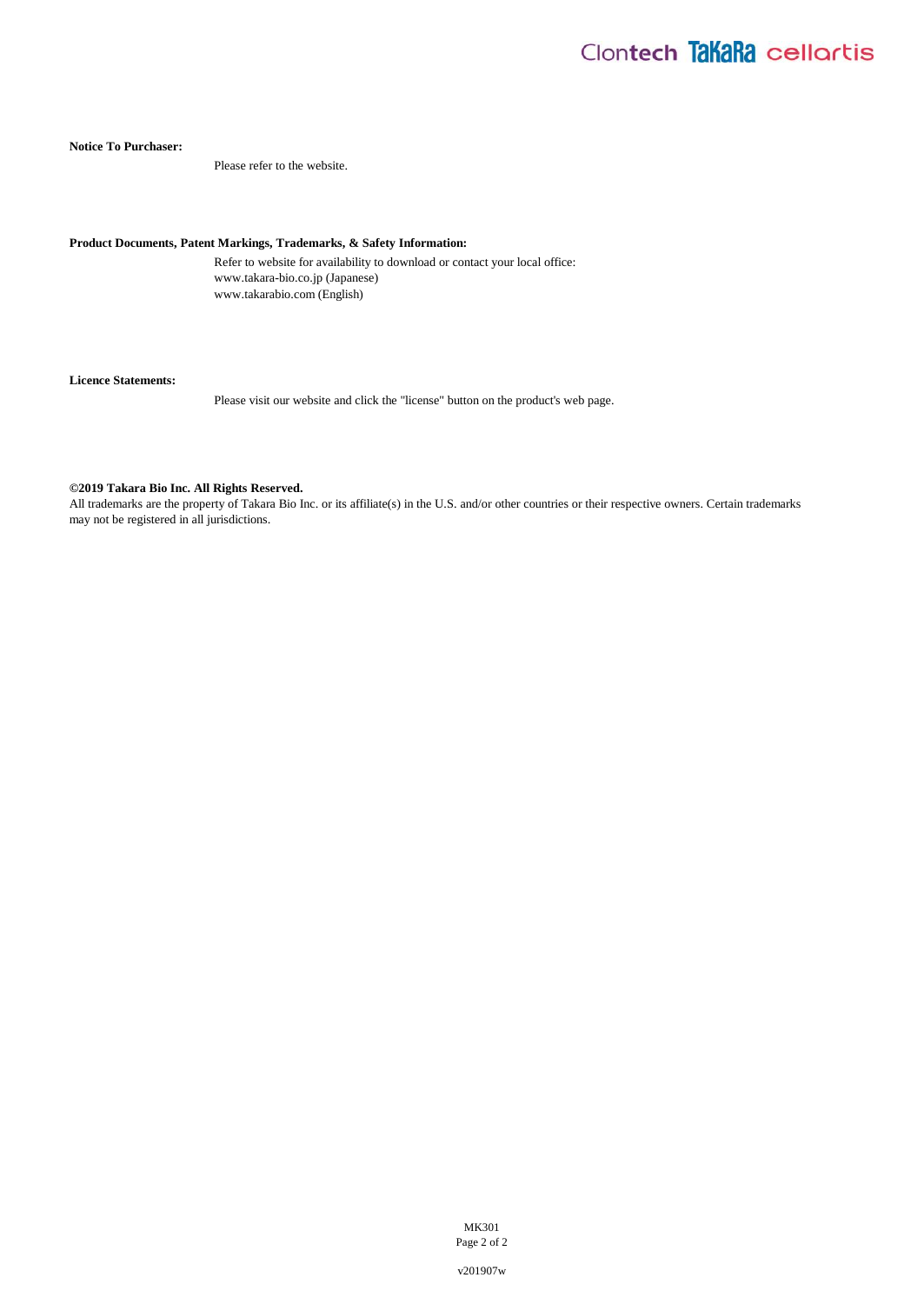**Notice To Purchaser:**

Please refer to the website.

**Product Documents, Patent Markings, Trademarks, & Safety Information:**

Refer to website for availability to download or contact your local office:
www.takara-bio.co.jp (Japanese)
www.takarabio.com (English)

**Licence Statements:**

Please visit our website and click the "license" button on the product's web page.

**©2019 Takara Bio Inc. All Rights Reserved.**
All trademarks are the property of Takara Bio Inc. or its affiliate(s) in the U.S. and/or other countries or their respective owners. Certain trademarks may not be registered in all jurisdictions.

MK301

v201907w